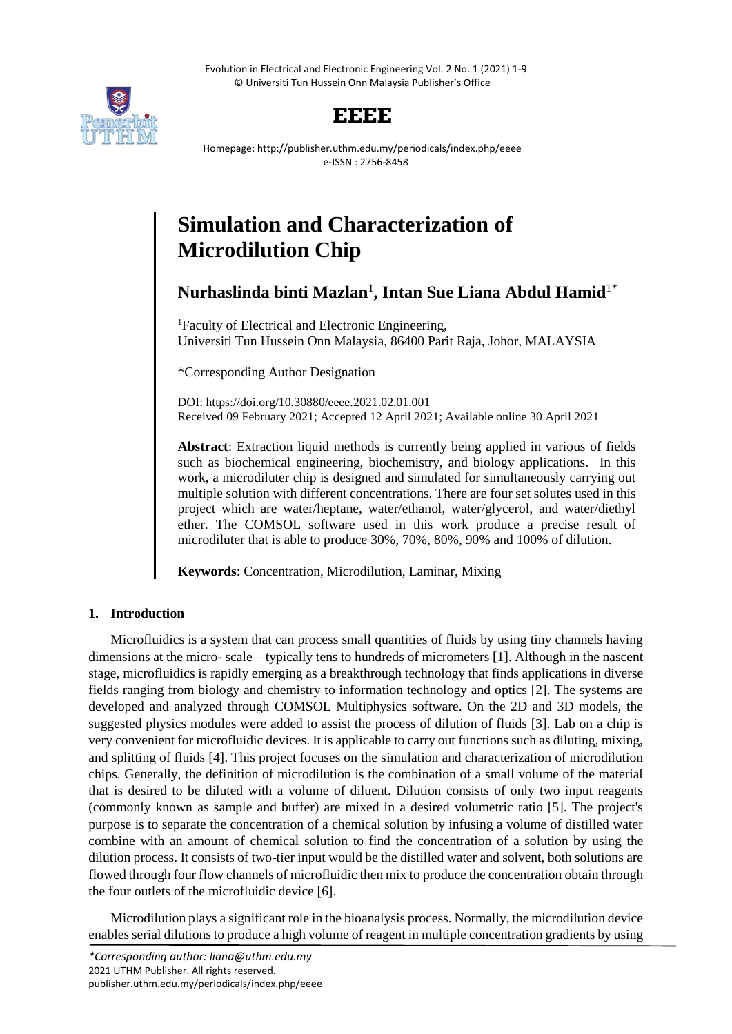# Simulation and Characterization of Microdilution Chip

**Nurhaslinda binti Mazlan**[1], **Intan Sue Liana Abdul Hamid**[1*]

[1]Faculty of Electrical and Electronic Engineering, Universiti Tun Hussein Onn Malaysia, 86400 Parit Raja, Johor, MALAYSIA

*Corresponding Author Designation

DOI: https://doi.org/10.30880/eeee.2021.02.01.001
Received 09 February 2021; Accepted 12 April 2021; Available online 30 April 2021

**Abstract**: Extraction liquid methods is currently being applied in various of fields such as biochemical engineering, biochemistry, and biology applications. In this work, a microdiluter chip is designed and simulated for simultaneously carrying out multiple solution with different concentrations. There are four set solutes used in this project which are water/heptane, water/ethanol, water/glycerol, and water/diethyl ether. The COMSOL software used in this work produce a precise result of microdiluter that is able to produce 30%, 70%, 80%, 90% and 100% of dilution.

**Keywords**: Concentration, Microdilution, Laminar, Mixing

## 1. Introduction

Microfluidics is a system that can process small quantities of fluids by using tiny channels having dimensions at the micro- scale – typically tens to hundreds of micrometers [1]. Although in the nascent stage, microfluidics is rapidly emerging as a breakthrough technology that finds applications in diverse fields ranging from biology and chemistry to information technology and optics [2]. The systems are developed and analyzed through COMSOL Multiphysics software. On the 2D and 3D models, the suggested physics modules were added to assist the process of dilution of fluids [3]. Lab on a chip is very convenient for microfluidic devices. It is applicable to carry out functions such as diluting, mixing, and splitting of fluids [4]. This project focuses on the simulation and characterization of microdilution chips. Generally, the definition of microdilution is the combination of a small volume of the material that is desired to be diluted with a volume of diluent. Dilution consists of only two input reagents (commonly known as sample and buffer) are mixed in a desired volumetric ratio [5]. The project's purpose is to separate the concentration of a chemical solution by infusing a volume of distilled water combine with an amount of chemical solution to find the concentration of a solution by using the dilution process. It consists of two-tier input would be the distilled water and solvent, both solutions are flowed through four flow channels of microfluidic then mix to produce the concentration obtain through the four outlets of the microfluidic device [6].

Microdilution plays a significant role in the bioanalysis process. Normally, the microdilution device enables serial dilutions to produce a high volume of reagent in multiple concentration gradients by using

*Corresponding author: liana@uthm.edu.my
2021 UTHM Publisher. All rights reserved.
publisher.uthm.edu.my/periodicals/index.php/eeee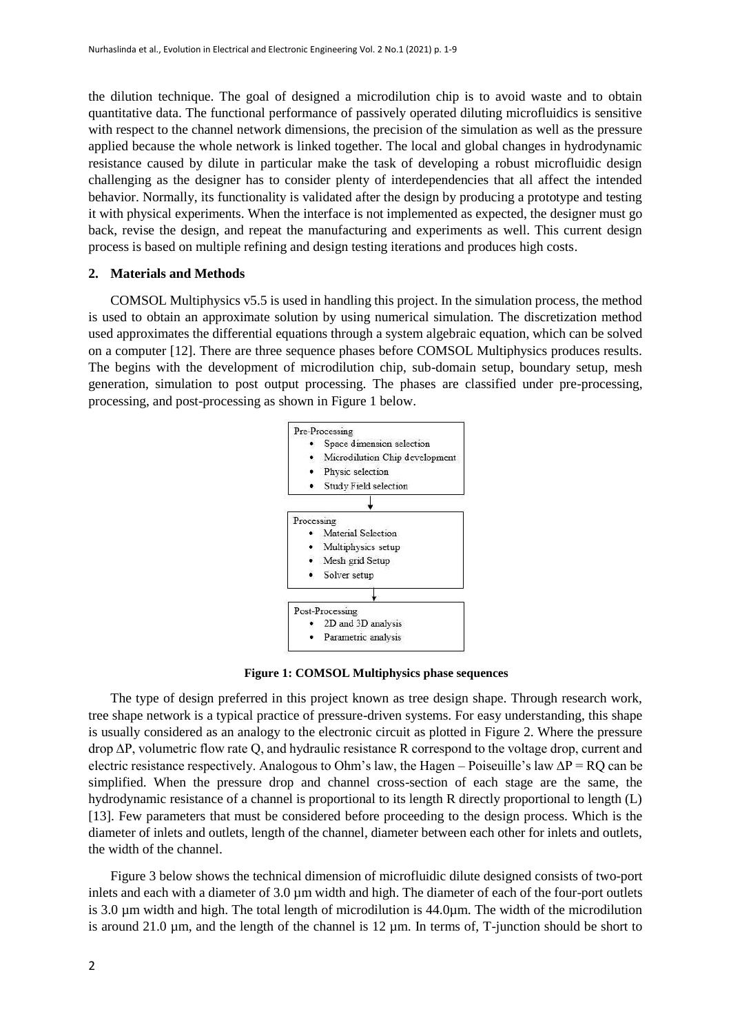the dilution technique. The goal of designed a microdilution chip is to avoid waste and to obtain quantitative data. The functional performance of passively operated diluting microfluidics is sensitive with respect to the channel network dimensions, the precision of the simulation as well as the pressure applied because the whole network is linked together. The local and global changes in hydrodynamic resistance caused by dilute in particular make the task of developing a robust microfluidic design challenging as the designer has to consider plenty of interdependencies that all affect the intended behavior. Normally, its functionality is validated after the design by producing a prototype and testing it with physical experiments. When the interface is not implemented as expected, the designer must go back, revise the design, and repeat the manufacturing and experiments as well. This current design process is based on multiple refining and design testing iterations and produces high costs.

## 2. Materials and Methods

COMSOL Multiphysics v5.5 is used in handling this project. In the simulation process, the method is used to obtain an approximate solution by using numerical simulation. The discretization method used approximates the differential equations through a system algebraic equation, which can be solved on a computer [12]. There are three sequence phases before COMSOL Multiphysics produces results. The begins with the development of microdilution chip, sub-domain setup, boundary setup, mesh generation, simulation to post output processing. The phases are classified under pre-processing, processing, and post-processing as shown in Figure 1 below.

Pre-Processing
- Space dimension selection
- Microdilution Chip development
- Physic selection
- Study Field selection

↓

Processing
- Material Selection
- Multiphysics setup
- Mesh grid Setup
- Solver setup

↓

Post-Processing
- 2D and 3D analysis
- Parametric analysis

**Figure 1: COMSOL Multiphysics phase sequences**

The type of design preferred in this project known as tree design shape. Through research work, tree shape network is a typical practice of pressure-driven systems. For easy understanding, this shape is usually considered as an analogy to the electronic circuit as plotted in Figure 2. Where the pressure drop $\Delta P$, volumetric flow rate Q, and hydraulic resistance R correspond to the voltage drop, current and electric resistance respectively. Analogous to Ohm's law, the Hagen – Poiseuille's law $\Delta P = RQ$ can be simplified. When the pressure drop and channel cross-section of each stage are the same, the hydrodynamic resistance of a channel is proportional to its length R directly proportional to length (L) [13]. Few parameters that must be considered before proceeding to the design process. Which is the diameter of inlets and outlets, length of the channel, diameter between each other for inlets and outlets, the width of the channel.

Figure 3 below shows the technical dimension of microfluidic dilute designed consists of two-port inlets and each with a diameter of 3.0 µm width and high. The diameter of each of the four-port outlets is 3.0 µm width and high. The total length of microdilution is 44.0µm. The width of the microdilution is around 21.0 µm, and the length of the channel is 12 µm. In terms of, T-junction should be short to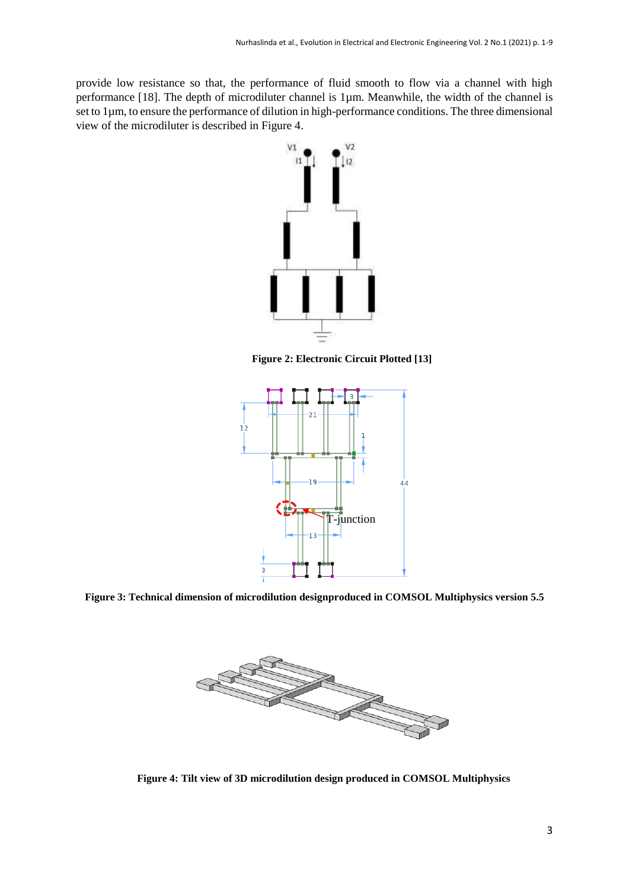provide low resistance so that, the performance of fluid smooth to flow via a channel with high performance [18]. The depth of microdiluter channel is 1µm. Meanwhile, the width of the channel is set to 1µm, to ensure the performance of dilution in high-performance conditions. The three dimensional view of the microdiluter is described in Figure 4.

**Figure 2: Electronic Circuit Plotted [13]**

**Figure 3: Technical dimension of microdilution designproduced in COMSOL Multiphysics version 5.5**

**Figure 4: Tilt view of 3D microdilution design produced in COMSOL Multiphysics**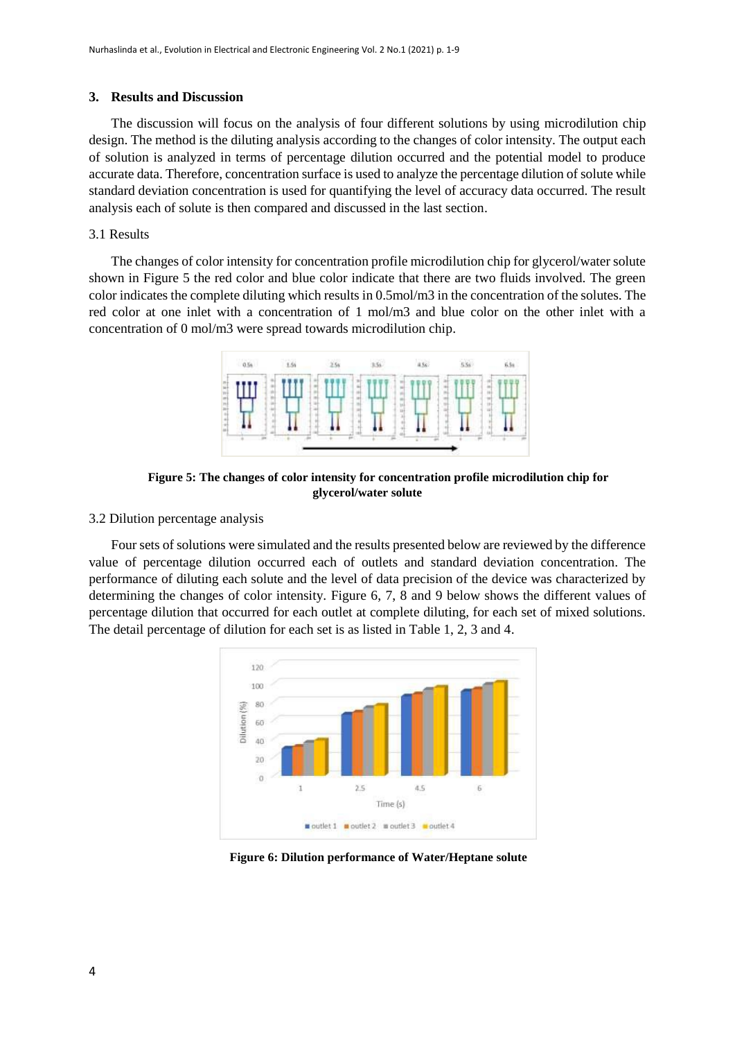## 3. Results and Discussion

The discussion will focus on the analysis of four different solutions by using microdilution chip design. The method is the diluting analysis according to the changes of color intensity. The output each of solution is analyzed in terms of percentage dilution occurred and the potential model to produce accurate data. Therefore, concentration surface is used to analyze the percentage dilution of solute while standard deviation concentration is used for quantifying the level of accuracy data occurred. The result analysis each of solute is then compared and discussed in the last section.

### 3.1 Results

The changes of color intensity for concentration profile microdilution chip for glycerol/water solute shown in Figure 5 the red color and blue color indicate that there are two fluids involved. The green color indicates the complete diluting which results in 0.5mol/m3 in the concentration of the solutes. The red color at one inlet with a concentration of 1 mol/m3 and blue color on the other inlet with a concentration of 0 mol/m3 were spread towards microdilution chip.

**Figure 5: The changes of color intensity for concentration profile microdilution chip for glycerol/water solute**

### 3.2 Dilution percentage analysis

Four sets of solutions were simulated and the results presented below are reviewed by the difference value of percentage dilution occurred each of outlets and standard deviation concentration. The performance of diluting each solute and the level of data precision of the device was characterized by determining the changes of color intensity. Figure 6, 7, 8 and 9 below shows the different values of percentage dilution that occurred for each outlet at complete diluting, for each set of mixed solutions. The detail percentage of dilution for each set is as listed in Table 1, 2, 3 and 4.

**Figure 6: Dilution performance of Water/Heptane solute**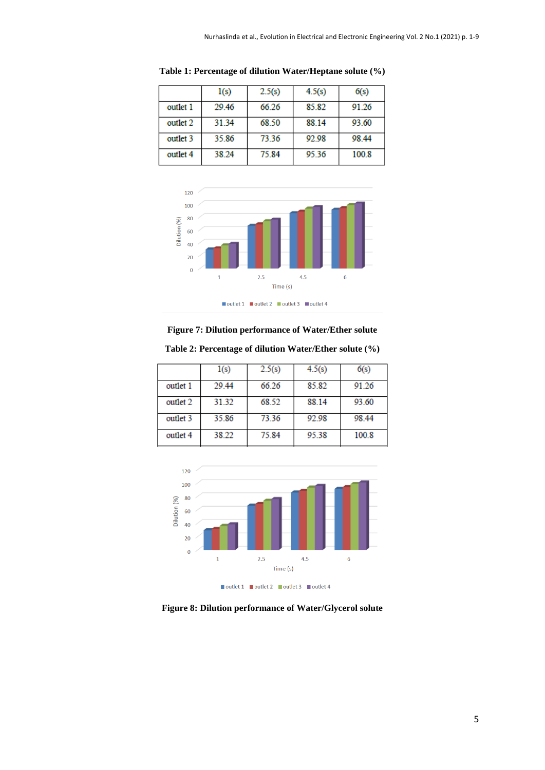**Table 1: Percentage of dilution Water/Heptane solute (%)**

| | 1(s) | 2.5(s) | 4.5(s) | 6(s) |
|---|---|---|---|---|
| outlet 1 | 29.46 | 66.26 | 85.82 | 91.26 |
| outlet 2 | 31.34 | 68.50 | 88.14 | 93.60 |
| outlet 3 | 35.86 | 73.36 | 92.98 | 98.44 |
| outlet 4 | 38.24 | 75.84 | 95.36 | 100.8 |

**Figure 7: Dilution performance of Water/Ether solute**

**Table 2: Percentage of dilution Water/Ether solute (%)**

| | 1(s) | 2.5(s) | 4.5(s) | 6(s) |
|---|---|---|---|---|
| outlet 1 | 29.44 | 66.26 | 85.82 | 91.26 |
| outlet 2 | 31.32 | 68.52 | 88.14 | 93.60 |
| outlet 3 | 35.86 | 73.36 | 92.98 | 98.44 |
| outlet 4 | 38.22 | 75.84 | 95.38 | 100.8 |

**Figure 8: Dilution performance of Water/Glycerol solute**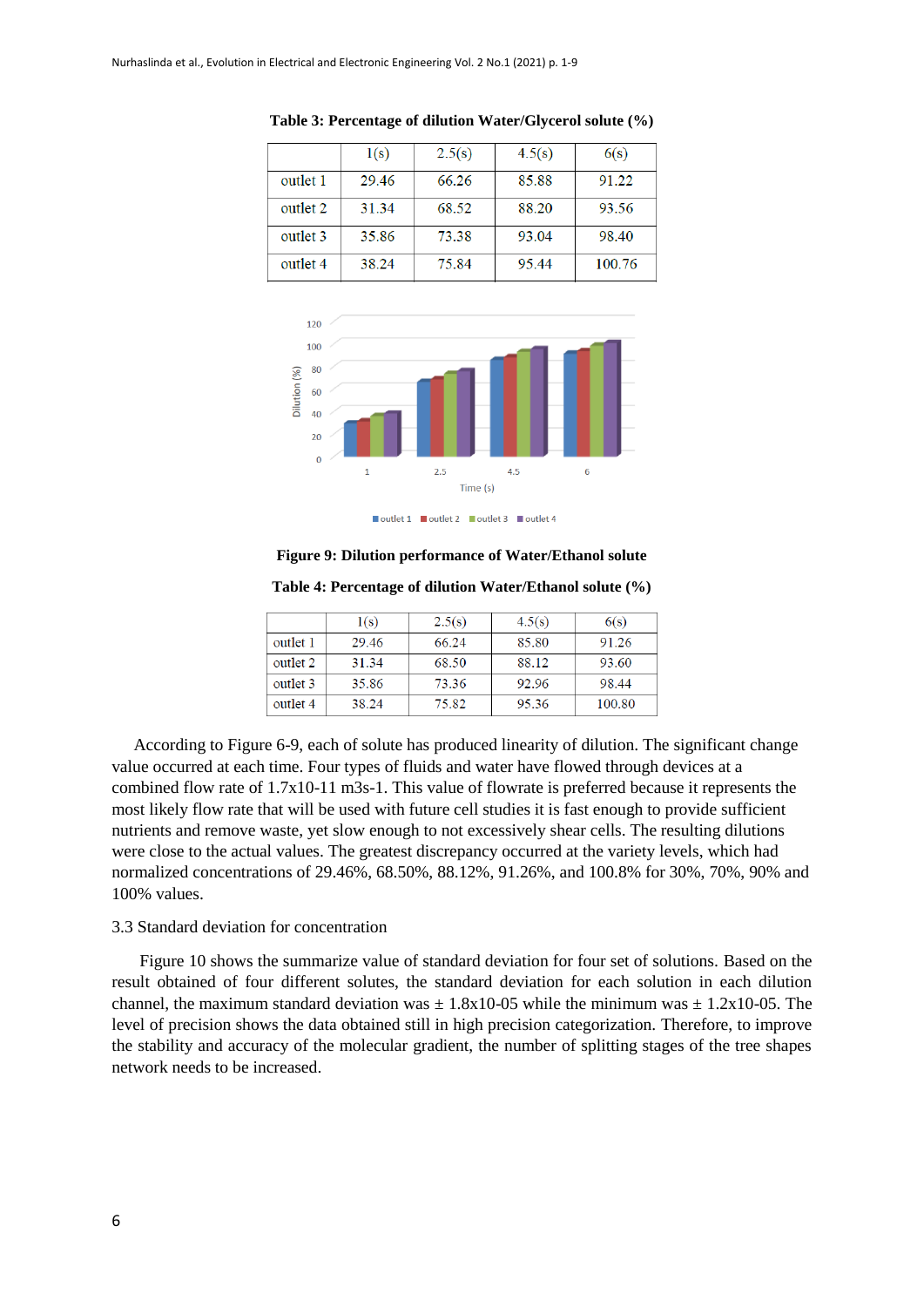**Table 3: Percentage of dilution Water/Glycerol solute (%)**

| | 1(s) | 2.5(s) | 4.5(s) | 6(s) |
|---|---|---|---|---|
| outlet 1 | 29.46 | 66.26 | 85.88 | 91.22 |
| outlet 2 | 31.34 | 68.52 | 88.20 | 93.56 |
| outlet 3 | 35.86 | 73.38 | 93.04 | 98.40 |
| outlet 4 | 38.24 | 75.84 | 95.44 | 100.76 |

**Figure 9: Dilution performance of Water/Ethanol solute**

**Table 4: Percentage of dilution Water/Ethanol solute (%)**

| | 1(s) | 2.5(s) | 4.5(s) | 6(s) |
|---|---|---|---|---|
| outlet 1 | 29.46 | 66.24 | 85.80 | 91.26 |
| outlet 2 | 31.34 | 68.50 | 88.12 | 93.60 |
| outlet 3 | 35.86 | 73.36 | 92.96 | 98.44 |
| outlet 4 | 38.24 | 75.82 | 95.36 | 100.80 |

According to Figure 6-9, each of solute has produced linearity of dilution. The significant change value occurred at each time. Four types of fluids and water have flowed through devices at a combined flow rate of 1.7x10-11 m3s-1. This value of flowrate is preferred because it represents the most likely flow rate that will be used with future cell studies it is fast enough to provide sufficient nutrients and remove waste, yet slow enough to not excessively shear cells. The resulting dilutions were close to the actual values. The greatest discrepancy occurred at the variety levels, which had normalized concentrations of 29.46%, 68.50%, 88.12%, 91.26%, and 100.8% for 30%, 70%, 90% and 100% values.

### 3.3 Standard deviation for concentration

Figure 10 shows the summarize value of standard deviation for four set of solutions. Based on the result obtained of four different solutes, the standard deviation for each solution in each dilution channel, the maximum standard deviation was ± 1.8x10-05 while the minimum was ± 1.2x10-05. The level of precision shows the data obtained still in high precision categorization. Therefore, to improve the stability and accuracy of the molecular gradient, the number of splitting stages of the tree shapes network needs to be increased.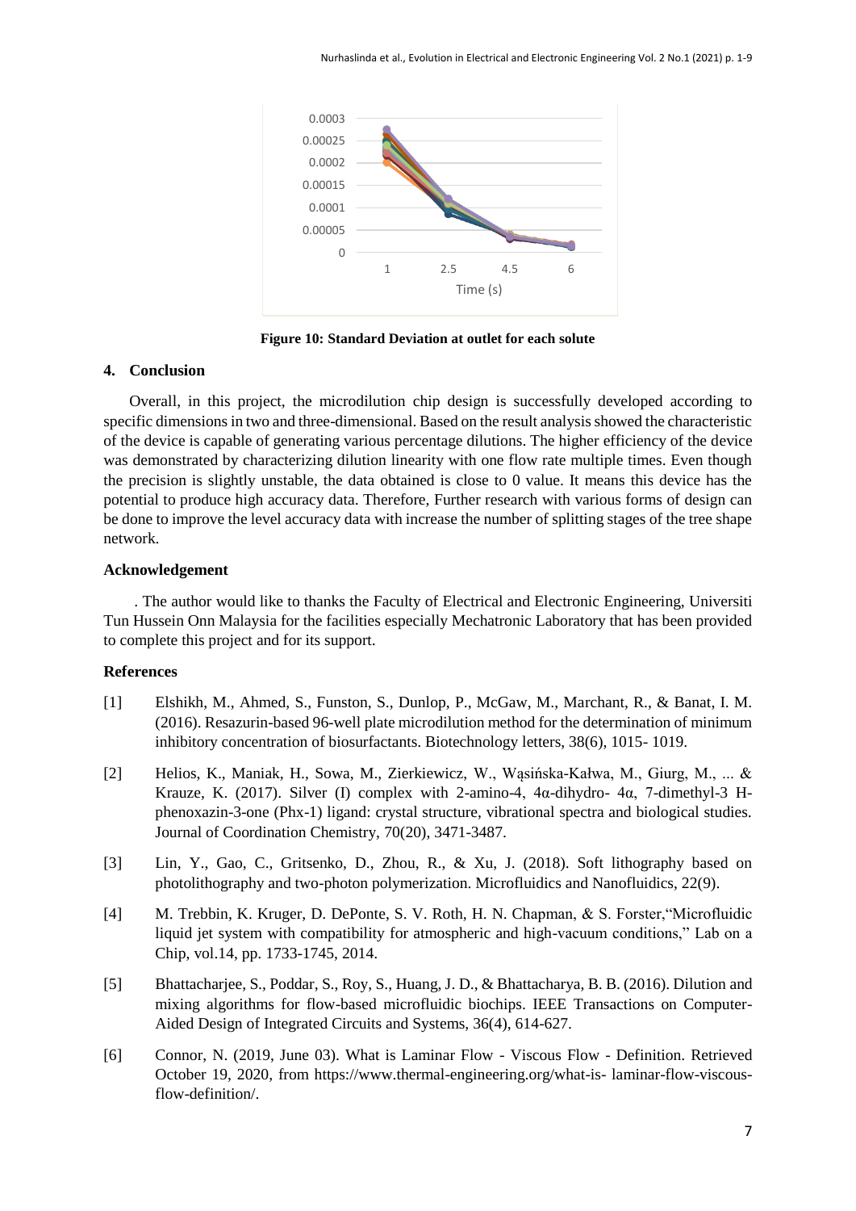**Figure 10: Standard Deviation at outlet for each solute**

## 4. Conclusion

Overall, in this project, the microdilution chip design is successfully developed according to specific dimensions in two and three-dimensional. Based on the result analysis showed the characteristic of the device is capable of generating various percentage dilutions. The higher efficiency of the device was demonstrated by characterizing dilution linearity with one flow rate multiple times. Even though the precision is slightly unstable, the data obtained is close to 0 value. It means this device has the potential to produce high accuracy data. Therefore, Further research with various forms of design can be done to improve the level accuracy data with increase the number of splitting stages of the tree shape network.

### Acknowledgement

. The author would like to thanks the Faculty of Electrical and Electronic Engineering, Universiti Tun Hussein Onn Malaysia for the facilities especially Mechatronic Laboratory that has been provided to complete this project and for its support.

### References

[1] Elshikh, M., Ahmed, S., Funston, S., Dunlop, P., McGaw, M., Marchant, R., & Banat, I. M. (2016). Resazurin-based 96-well plate microdilution method for the determination of minimum inhibitory concentration of biosurfactants. Biotechnology letters, 38(6), 1015- 1019.

[2] Helios, K., Maniak, H., Sowa, M., Zierkiewicz, W., Wąsińska-Kałwa, M., Giurg, M., ... & Krauze, K. (2017). Silver (I) complex with 2-amino-4, 4α-dihydro- 4α, 7-dimethyl-3 H-phenoxazin-3-one (Phx-1) ligand: crystal structure, vibrational spectra and biological studies. Journal of Coordination Chemistry, 70(20), 3471-3487.

[3] Lin, Y., Gao, C., Gritsenko, D., Zhou, R., & Xu, J. (2018). Soft lithography based on photolithography and two-photon polymerization. Microfluidics and Nanofluidics, 22(9).

[4] M. Trebbin, K. Kruger, D. DePonte, S. V. Roth, H. N. Chapman, & S. Forster,"Microfluidic liquid jet system with compatibility for atmospheric and high-vacuum conditions," Lab on a Chip, vol.14, pp. 1733-1745, 2014.

[5] Bhattacharjee, S., Poddar, S., Roy, S., Huang, J. D., & Bhattacharya, B. B. (2016). Dilution and mixing algorithms for flow-based microfluidic biochips. IEEE Transactions on Computer-Aided Design of Integrated Circuits and Systems, 36(4), 614-627.

[6] Connor, N. (2019, June 03). What is Laminar Flow - Viscous Flow - Definition. Retrieved October 19, 2020, from https://www.thermal-engineering.org/what-is- laminar-flow-viscous-flow-definition/.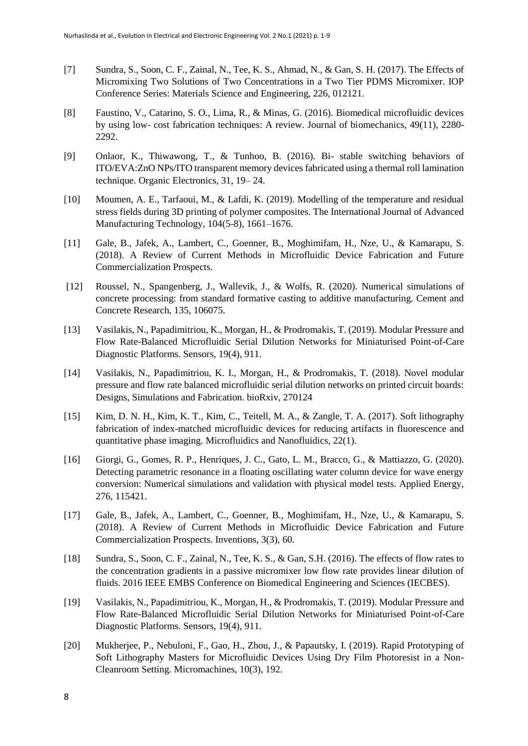[7] Sundra, S., Soon, C. F., Zainal, N., Tee, K. S., Ahmad, N., & Gan, S. H. (2017). The Effects of Micromixing Two Solutions of Two Concentrations in a Two Tier PDMS Micromixer. IOP Conference Series: Materials Science and Engineering, 226, 012121.

[8] Faustino, V., Catarino, S. O., Lima, R., & Minas, G. (2016). Biomedical microfluidic devices by using low- cost fabrication techniques: A review. Journal of biomechanics, 49(11), 2280-2292.

[9] Onlaor, K., Thiwawong, T., & Tunhoo, B. (2016). Bi- stable switching behaviors of ITO/EVA:ZnO NPs/ITO transparent memory devices fabricated using a thermal roll lamination technique. Organic Electronics, 31, 19– 24.

[10] Moumen, A. E., Tarfaoui, M., & Lafdi, K. (2019). Modelling of the temperature and residual stress fields during 3D printing of polymer composites. The International Journal of Advanced Manufacturing Technology, 104(5-8), 1661–1676.

[11] Gale, B., Jafek, A., Lambert, C., Goenner, B., Moghimifam, H., Nze, U., & Kamarapu, S. (2018). A Review of Current Methods in Microfluidic Device Fabrication and Future Commercialization Prospects.

[12] Roussel, N., Spangenberg, J., Wallevik, J., & Wolfs, R. (2020). Numerical simulations of concrete processing: from standard formative casting to additive manufacturing. Cement and Concrete Research, 135, 106075.

[13] Vasilakis, N., Papadimitriou, K., Morgan, H., & Prodromakis, T. (2019). Modular Pressure and Flow Rate-Balanced Microfluidic Serial Dilution Networks for Miniaturised Point-of-Care Diagnostic Platforms. Sensors, 19(4), 911.

[14] Vasilakis, N., Papadimitriou, K. I., Morgan, H., & Prodromakis, T. (2018). Novel modular pressure and flow rate balanced microfluidic serial dilution networks on printed circuit boards: Designs, Simulations and Fabrication. bioRxiv, 270124

[15] Kim, D. N. H., Kim, K. T., Kim, C., Teitell, M. A., & Zangle, T. A. (2017). Soft lithography fabrication of index-matched microfluidic devices for reducing artifacts in fluorescence and quantitative phase imaging. Microfluidics and Nanofluidics, 22(1).

[16] Giorgi, G., Gomes, R. P., Henriques, J. C., Gato, L. M., Bracco, G., & Mattiazzo, G. (2020). Detecting parametric resonance in a floating oscillating water column device for wave energy conversion: Numerical simulations and validation with physical model tests. Applied Energy, 276, 115421.

[17] Gale, B., Jafek, A., Lambert, C., Goenner, B., Moghimifam, H., Nze, U., & Kamarapu, S. (2018). A Review of Current Methods in Microfluidic Device Fabrication and Future Commercialization Prospects. Inventions, 3(3), 60.

[18] Sundra, S., Soon, C. F., Zainal, N., Tee, K. S., & Gan, S.H. (2016). The effects of flow rates to the concentration gradients in a passive micromixer low flow rate provides linear dilution of fluids. 2016 IEEE EMBS Conference on Biomedical Engineering and Sciences (IECBES).

[19] Vasilakis, N., Papadimitriou, K., Morgan, H., & Prodromakis, T. (2019). Modular Pressure and Flow Rate-Balanced Microfluidic Serial Dilution Networks for Miniaturised Point-of-Care Diagnostic Platforms. Sensors, 19(4), 911.

[20] Mukherjee, P., Nebuloni, F., Gao, H., Zhou, J., & Papautsky, I. (2019). Rapid Prototyping of Soft Lithography Masters for Microfluidic Devices Using Dry Film Photoresist in a Non-Cleanroom Setting. Micromachines, 10(3), 192.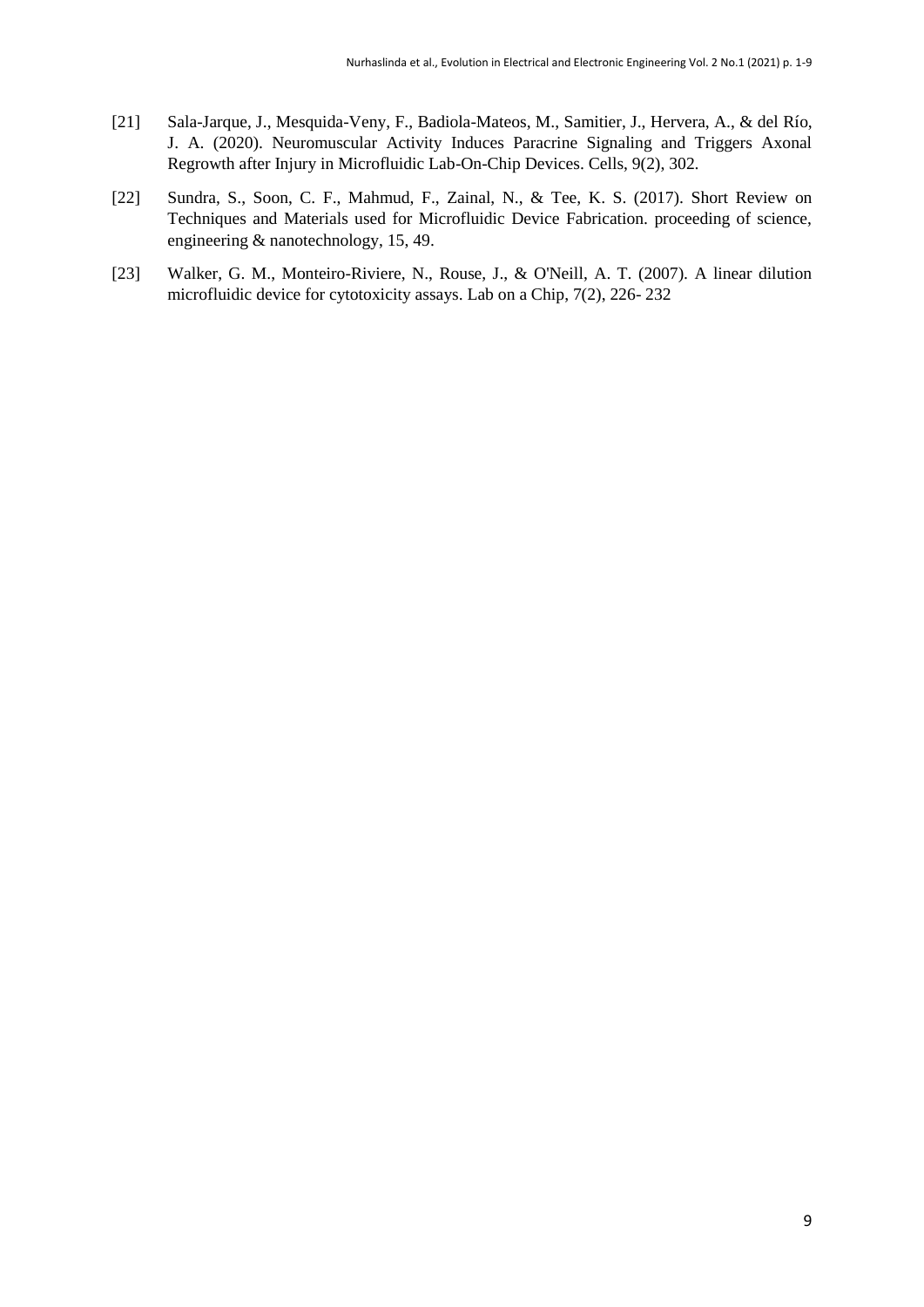[21] Sala-Jarque, J., Mesquida-Veny, F., Badiola-Mateos, M., Samitier, J., Hervera, A., & del Río, J. A. (2020). Neuromuscular Activity Induces Paracrine Signaling and Triggers Axonal Regrowth after Injury in Microfluidic Lab-On-Chip Devices. Cells, 9(2), 302.

[22] Sundra, S., Soon, C. F., Mahmud, F., Zainal, N., & Tee, K. S. (2017). Short Review on Techniques and Materials used for Microfluidic Device Fabrication. proceeding of science, engineering & nanotechnology, 15, 49.

[23] Walker, G. M., Monteiro-Riviere, N., Rouse, J., & O'Neill, A. T. (2007). A linear dilution microfluidic device for cytotoxicity assays. Lab on a Chip, 7(2), 226- 232